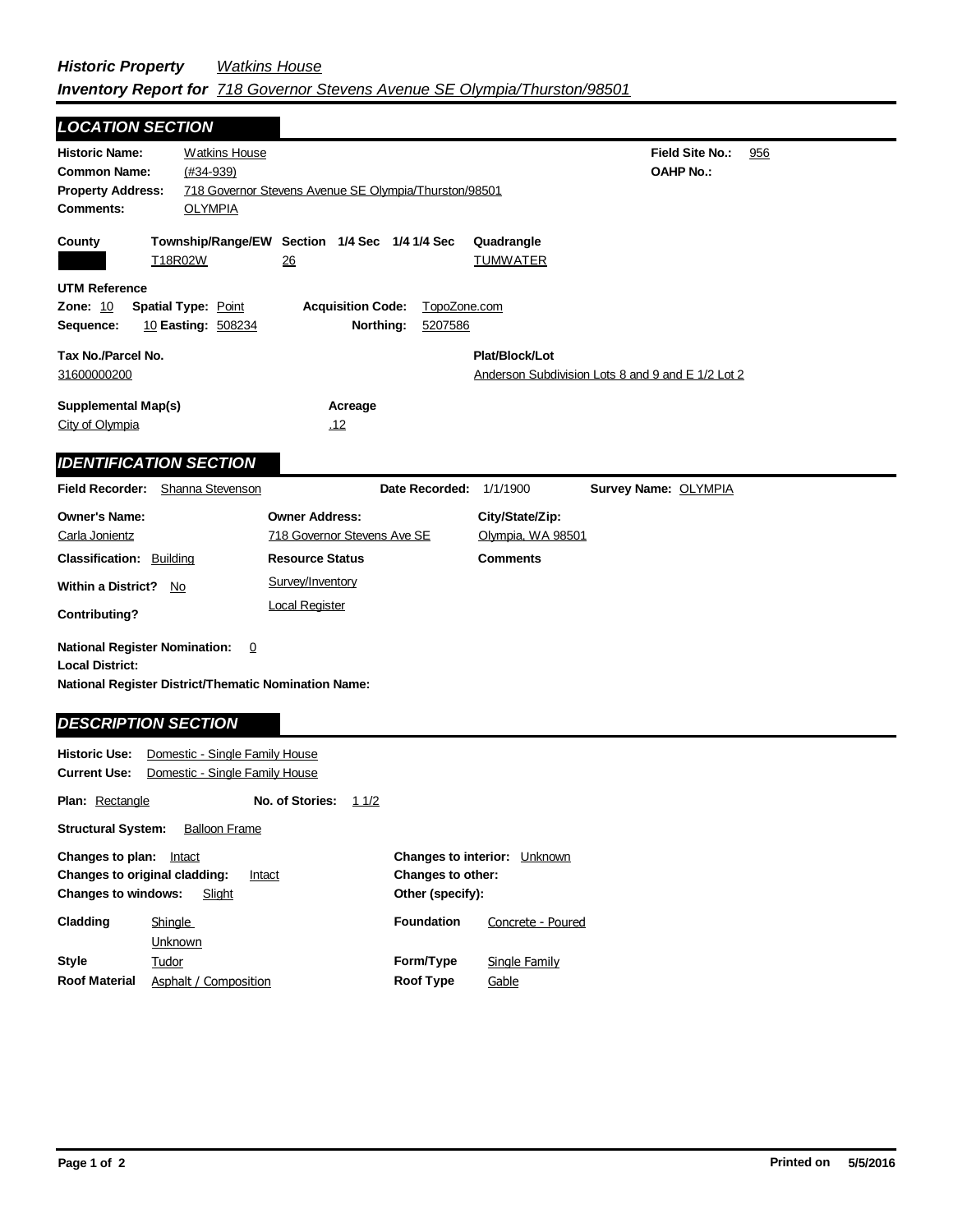***Historic Property*** *Watkins House*

***Inventory Report for*** *718 Governor Stevens Avenue SE Olympia/Thurston/98501*

## *LOCATION SECTION*

**Historic Name:** Watkins House
**Common Name:** (#34-939)
**Property Address:** 718 Governor Stevens Avenue SE Olympia/Thurston/98501
**Comments:** OLYMPIA

**Field Site No.:** 956
**OAHP No.:**

| County | Township/Range/EW | Section | 1/4 Sec | 1/4 1/4 Sec | Quadrangle |
|---|---|---|---|---|---|
| | T18R02W | 26 | | | TUMWATER |

**UTM Reference**
**Zone:** 10 **Spatial Type:** Point **Acquisition Code:** TopoZone.com
**Sequence:** 10 **Easting:** 508234 **Northing:** 5207586

**Tax No./Parcel No.**
31600000200

**Plat/Block/Lot**
Anderson Subdivision Lots 8 and 9 and E 1/2 Lot 2

**Supplemental Map(s)**
City of Olympia

**Acreage**
.12

## *IDENTIFICATION SECTION*

**Field Recorder:** Shanna Stevenson **Date Recorded:** 1/1/1900 **Survey Name:** OLYMPIA

| Owner's Name: | Owner Address: | City/State/Zip: |
|---|---|---|
| Carla Jonientz | 718 Governor Stevens Ave SE | Olympia, WA 98501 |

**Classification:** Building
**Within a District?** No
**Contributing?**

**Resource Status**
Survey/Inventory
Local Register

**Comments**

**National Register Nomination:** 0
**Local District:**
**National Register District/Thematic Nomination Name:**

## *DESCRIPTION SECTION*

**Historic Use:** Domestic - Single Family House
**Current Use:** Domestic - Single Family House

**Plan:** Rectangle **No. of Stories:** 1 1/2

**Structural System:** Balloon Frame

**Changes to plan:** Intact
**Changes to original cladding:** Intact
**Changes to windows:** Slight

**Changes to interior:** Unknown
**Changes to other:**
**Other (specify):**

**Cladding** Shingle, Unknown
**Style** Tudor
**Roof Material** Asphalt / Composition

**Foundation** Concrete - Poured
**Form/Type** Single Family
**Roof Type** Gable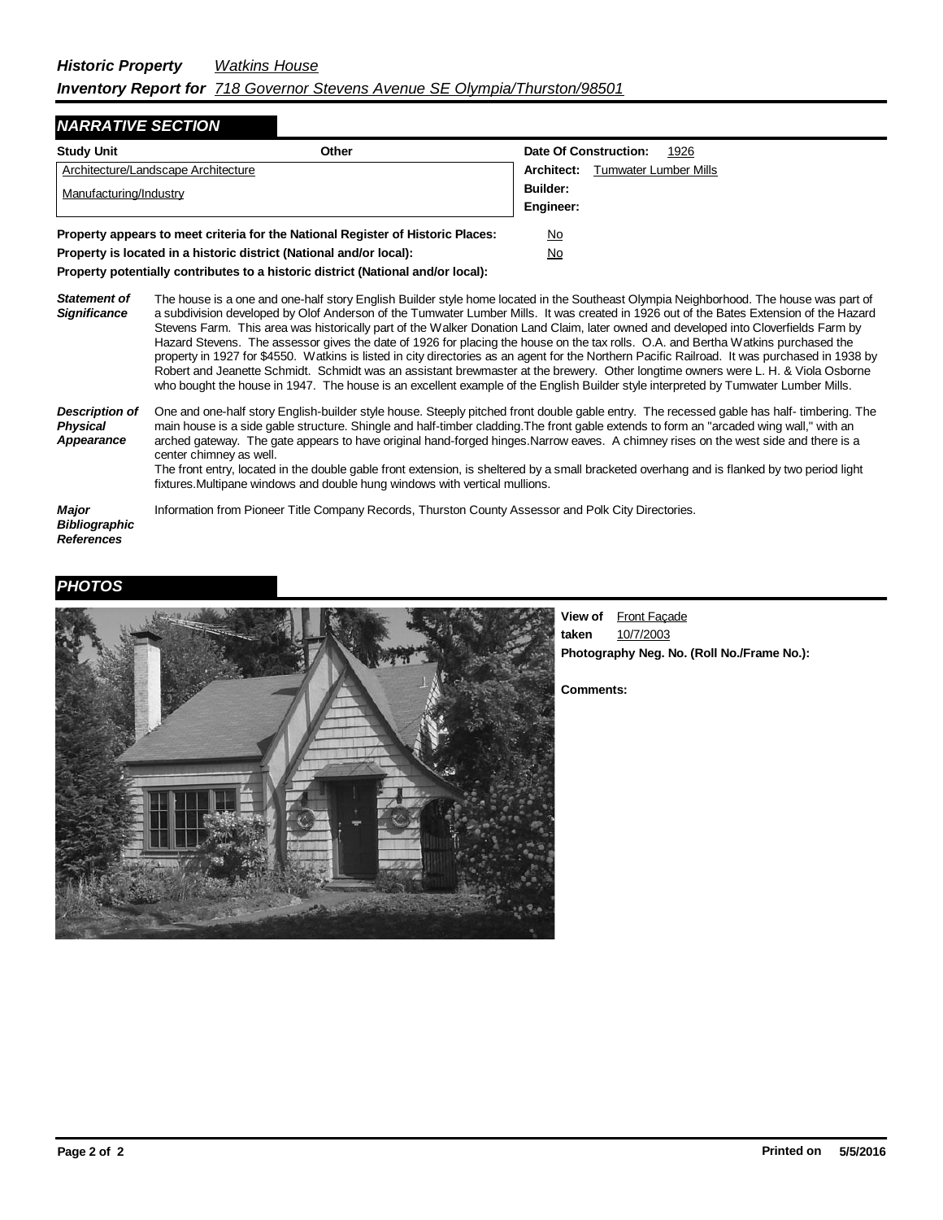## *Historic Property* *Watkins House*

### *Inventory Report for* *718 Governor Stevens Avenue SE Olympia/Thurston/98501*

## *NARRATIVE SECTION*

| Study Unit | Other | |
|---|---|---|
| Architecture/Landscape Architecture | | **Date Of Construction:** 1926 |
| Manufacturing/Industry | | **Architect:** Tumwater Lumber Mills |
| | | **Builder:** |
| | | **Engineer:** |

**Property appears to meet criteria for the National Register of Historic Places:** No

**Property is located in a historic district (National and/or local):** No

**Property potentially contributes to a historic district (National and/or local):**

***Statement of Significance***

The house is a one and one-half story English Builder style home located in the Southeast Olympia Neighborhood. The house was part of a subdivision developed by Olof Anderson of the Tumwater Lumber Mills. It was created in 1926 out of the Bates Extension of the Hazard Stevens Farm. This area was historically part of the Walker Donation Land Claim, later owned and developed into Cloverfields Farm by Hazard Stevens. The assessor gives the date of 1926 for placing the house on the tax rolls. O.A. and Bertha Watkins purchased the property in 1927 for $4550. Watkins is listed in city directories as an agent for the Northern Pacific Railroad. It was purchased in 1938 by Robert and Jeanette Schmidt. Schmidt was an assistant brewmaster at the brewery. Other longtime owners were L. H. & Viola Osborne who bought the house in 1947. The house is an excellent example of the English Builder style interpreted by Tumwater Lumber Mills.

***Description of Physical Appearance***

One and one-half story English-builder style house. Steeply pitched front double gable entry. The recessed gable has half- timbering. The main house is a side gable structure. Shingle and half-timber cladding.The front gable extends to form an "arcaded wing wall," with an arched gateway. The gate appears to have original hand-forged hinges.Narrow eaves. A chimney rises on the west side and there is a center chimney as well.

The front entry, located in the double gable front extension, is sheltered by a small bracketed overhang and is flanked by two period light fixtures.Multipane windows and double hung windows with vertical mullions.

***Major Bibliographic References***

Information from Pioneer Title Company Records, Thurston County Assessor and Polk City Directories.

## *PHOTOS*

**View of** Front Façade

**taken** 10/7/2003

**Photography Neg. No. (Roll No./Frame No.):**

**Comments:**